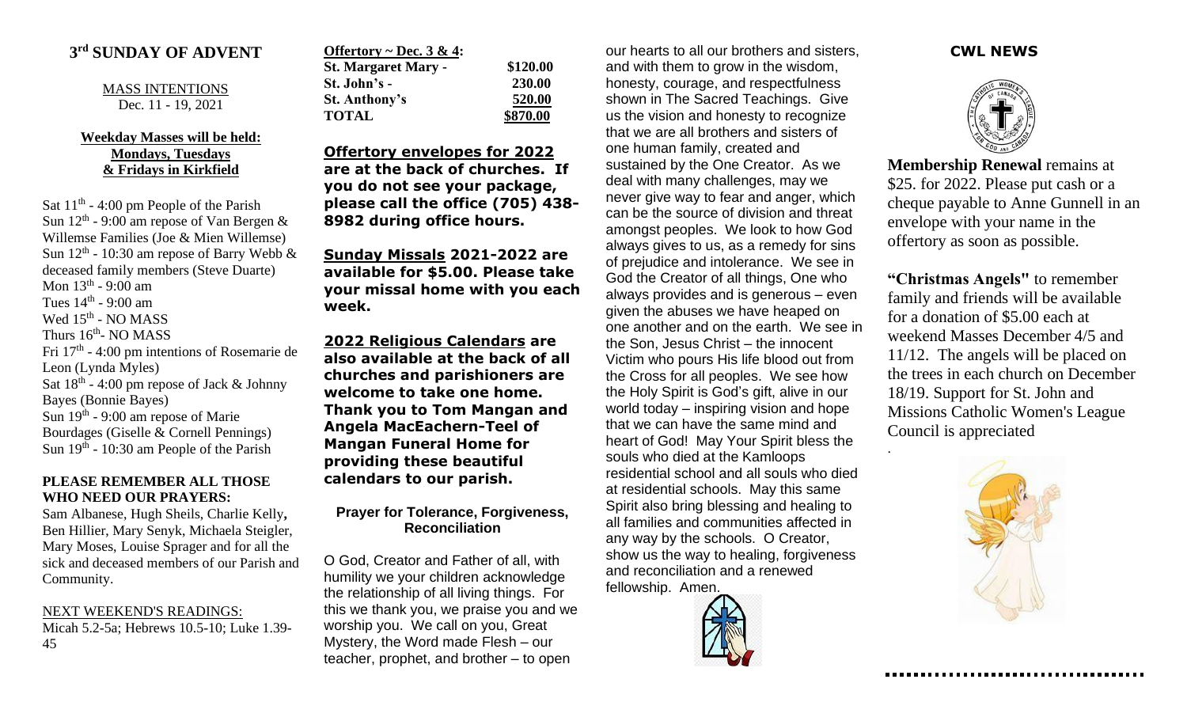## 3rd SUNDAY OF ADVENT

MASS INTENTIONS
Dec. 11 - 19, 2021

**Weekday Masses will be held: Mondays, Tuesdays & Fridays in Kirkfield**

Sat 11th - 4:00 pm People of the Parish
Sun 12th - 9:00 am repose of Van Bergen & Willemse Families (Joe & Mien Willemse)
Sun 12th - 10:30 am repose of Barry Webb & deceased family members (Steve Duarte)
Mon 13th - 9:00 am
Tues 14th - 9:00 am
Wed 15th - NO MASS
Thurs 16th- NO MASS
Fri 17th - 4:00 pm intentions of Rosemarie de Leon (Lynda Myles)
Sat 18th - 4:00 pm repose of Jack & Johnny Bayes (Bonnie Bayes)
Sun 19th - 9:00 am repose of Marie Bourdages (Giselle & Cornell Pennings)
Sun 19th - 10:30 am People of the Parish

**PLEASE REMEMBER ALL THOSE WHO NEED OUR PRAYERS:**
Sam Albanese, Hugh Sheils, Charlie Kelly, Ben Hillier, Mary Senyk, Michaela Steigler, Mary Moses, Louise Sprager and for all the sick and deceased members of our Parish and Community.

NEXT WEEKEND'S READINGS:
Micah 5.2-5a; Hebrews 10.5-10; Luke 1.39-45

**Offertory ~ Dec. 3 & 4:**

| | |
|---|---|
| **St. Margaret Mary -** | **$120.00** |
| **St. John's -** | **230.00** |
| **St. Anthony's** | **520.00** |
| **TOTAL** | **$870.00** |

**Offertory envelopes for 2022 are at the back of churches. If you do not see your package, please call the office (705) 438-8982 during office hours.**

**Sunday Missals 2021-2022 are available for $5.00. Please take your missal home with you each week.**

**2022 Religious Calendars are also available at the back of all churches and parishioners are welcome to take one home. Thank you to Tom Mangan and Angela MacEachern-Teel of Mangan Funeral Home for providing these beautiful calendars to our parish.**

### Prayer for Tolerance, Forgiveness, Reconciliation

O God, Creator and Father of all, with humility we your children acknowledge the relationship of all living things. For this we thank you, we praise you and we worship you. We call on you, Great Mystery, the Word made Flesh – our teacher, prophet, and brother – to open our hearts to all our brothers and sisters, and with them to grow in the wisdom, honesty, courage, and respectfulness shown in The Sacred Teachings. Give us the vision and honesty to recognize that we are all brothers and sisters of one human family, created and sustained by the One Creator. As we deal with many challenges, may we never give way to fear and anger, which can be the source of division and threat amongst peoples. We look to how God always gives to us, as a remedy for sins of prejudice and intolerance. We see in God the Creator of all things, One who always provides and is generous – even given the abuses we have heaped on one another and on the earth. We see in the Son, Jesus Christ – the innocent Victim who pours His life blood out from the Cross for all peoples. We see how the Holy Spirit is God's gift, alive in our world today – inspiring vision and hope that we can have the same mind and heart of God! May Your Spirit bless the souls who died at the Kamloops residential school and all souls who died at residential schools. May this same Spirit also bring blessing and healing to all families and communities affected in any way by the schools. O Creator, show us the way to healing, forgiveness and reconciliation and a renewed fellowship. Amen.

## CWL NEWS

**Membership Renewal** remains at $25. for 2022. Please put cash or a cheque payable to Anne Gunnell in an envelope with your name in the offertory as soon as possible.

**"Christmas Angels"** to remember family and friends will be available for a donation of $5.00 each at weekend Masses December 4/5 and 11/12. The angels will be placed on the trees in each church on December 18/19. Support for St. John and Missions Catholic Women's League Council is appreciated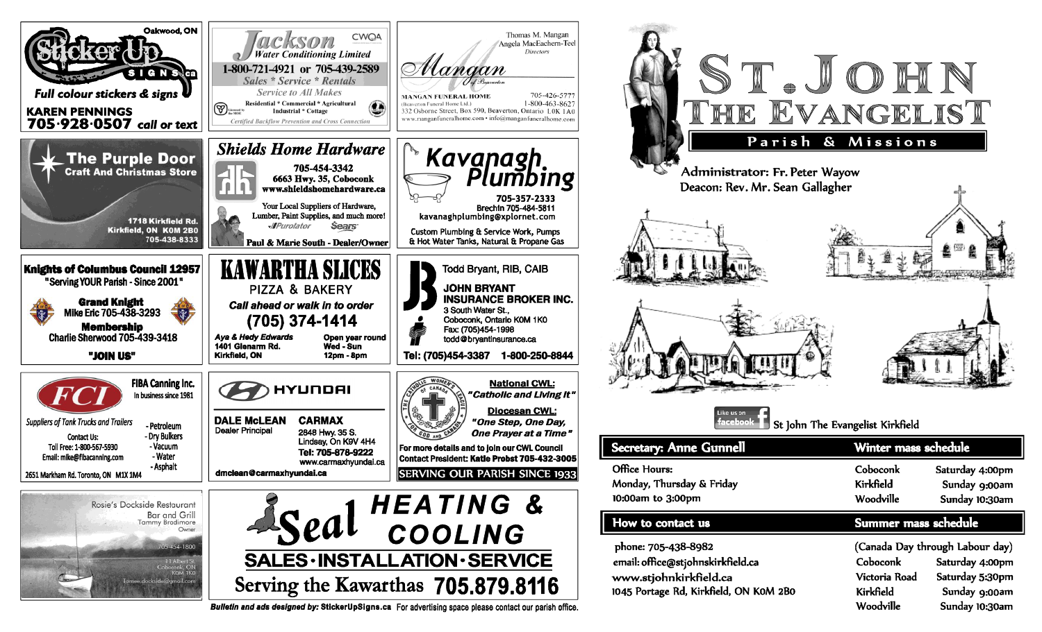Oakwood, ON

**Sticker Up SIGNS.ca**

*Full colour stickers & signs*

**KAREN PENNINGS**
**705·928·0507** *call or text*

---

**Jackson Water Conditioning Limited** CWQA

1-800-721-4921 or 705-439-2589

*Sales * Service * Rentals*

*Service to All Makes*

Residential * Commercial * Agricultural
Industrial * Cottage

*Certified Backflow Prevention and Cross Connection*

---

Thomas M. Mangan
Angela MacEachern-Teel
*Directors*

**Mangan** *of Beaverton*

MANGAN FUNERAL HOME 705-426-5777
(Beaverton Funeral Home Ltd.) 1-800-463-8627
332 Osborne Street, Box 590, Beaverton, Ontario L0K 1A0
www.manganfuneralhome.com • info@manganfuneralhome.com

---

**The Purple Door**
**Craft And Christmas Store**

1718 Kirkfield Rd.
Kirkfield, ON K0M 2B0
705-438-8333

---

**Shields Home Hardware**

705-454-3342
6663 Hwy. 35, Coboconk
www.shieldshomehardware.ca

Your Local Suppliers of Hardware, Lumber, Paint Supplies, and much more!

Purolator Sears

**Paul & Marie South - Dealer/Owner**

---

**Kavanagh Plumbing**

705-357-2333
Brechin 705-484-5811
kavanaghplumbing@xplornet.com

Custom Plumbing & Service Work, Pumps
& Hot Water Tanks, Natural & Propane Gas

---

**Knights of Columbus Council 12957**
"Serving YOUR Parish - Since 2001"

**Grand Knight**
Mike Eric 705-438-3293

**Membership**
Charlie Sherwood 705-439-3418

**"JOIN US"**

---

**KAWARTHA SLICES**
PIZZA & BAKERY

*Call ahead or walk in to order*

**(705) 374-1414**

*Aya & Hedy Edwards*
1401 Glenarm Rd.
Kirkfield, ON

*Open year round*
Wed - Sun
12pm - 8pm

---

Todd Bryant, RIB, CAIB

**JOHN BRYANT INSURANCE BROKER INC.**
3 South Water St.,
Coboconk, Ontario K0M 1K0
Fax: (705)454-1998
todd@bryantinsurance.ca

Tel: (705)454-3387 1-800-250-8844

---

**FCI** FIBA Canning Inc.
In business since 1981

*Suppliers of Tank Trucks and Trailers*

- Petroleum
- Dry Bulkers
- Vacuum
- Water
- Asphalt

Contact Us:
Toll Free: 1-800-567-5930
Email: mike@fibacanning.com

2651 Markham Rd. Toronto, ON M1X 1M4

---

**HYUNDAI**

**DALE McLEAN**
Dealer Principal

**CARMAX**
2848 Hwy. 35 S.
Lindsay, On K9V 4H4
**Tel: 705-878-9222**
www.carmaxhyundai.ca

dmclean@carmaxhyundai.ca

---

**National CWL:**
*"Catholic and Living It"*

**Diocesan CWL:**
*"One Step, One Day, One Prayer at a Time"*

For more details and to join our CWL Council
Contact President: Katie Probst 705-432-3005

SERVING OUR PARISH SINCE 1933

---

Rosie's Dockside Restaurant
Bar and Grill
Tammy Bradimore
Owner

705-454-1800
11 Albert St.
Coboconk, ON
K0M 1K0
Tamsos.dockside@gmail.com

---

**Seal HEATING & COOLING**

**SALES·INSTALLATION·SERVICE**

Serving the Kawarthas **705.879.8116**

---

*Bulletin and ads designed by: StickerUpSigns.ca* For advertising space please contact our parish office.

---

# ST. JOHN THE EVANGELIST

## Parish & Missions

Administrator: Fr. Peter Wayow
Deacon: Rev. Mr. Sean Gallagher

Like us on facebook — St John The Evangelist Kirkfield

### Secretary: Anne Gunnell

Office Hours:
Monday, Thursday & Friday
10:00am to 3:00pm

### How to contact us

phone: 705-438-8982
email: office@stjohnskirkfield.ca
www.stjohnkirkfield.ca
1045 Portage Rd, Kirkfield, ON K0M 2B0

### Winter mass schedule

| | |
|---|---|
| Coboconk | Saturday 4:00pm |
| Kirkfield | Sunday 9:00am |
| Woodville | Sunday 10:30am |

### Summer mass schedule

(Canada Day through Labour day)

| | |
|---|---|
| Coboconk | Saturday 4:00pm |
| Victoria Road | Saturday 5:30pm |
| Kirkfield | Sunday 9:00am |
| Woodville | Sunday 10:30am |